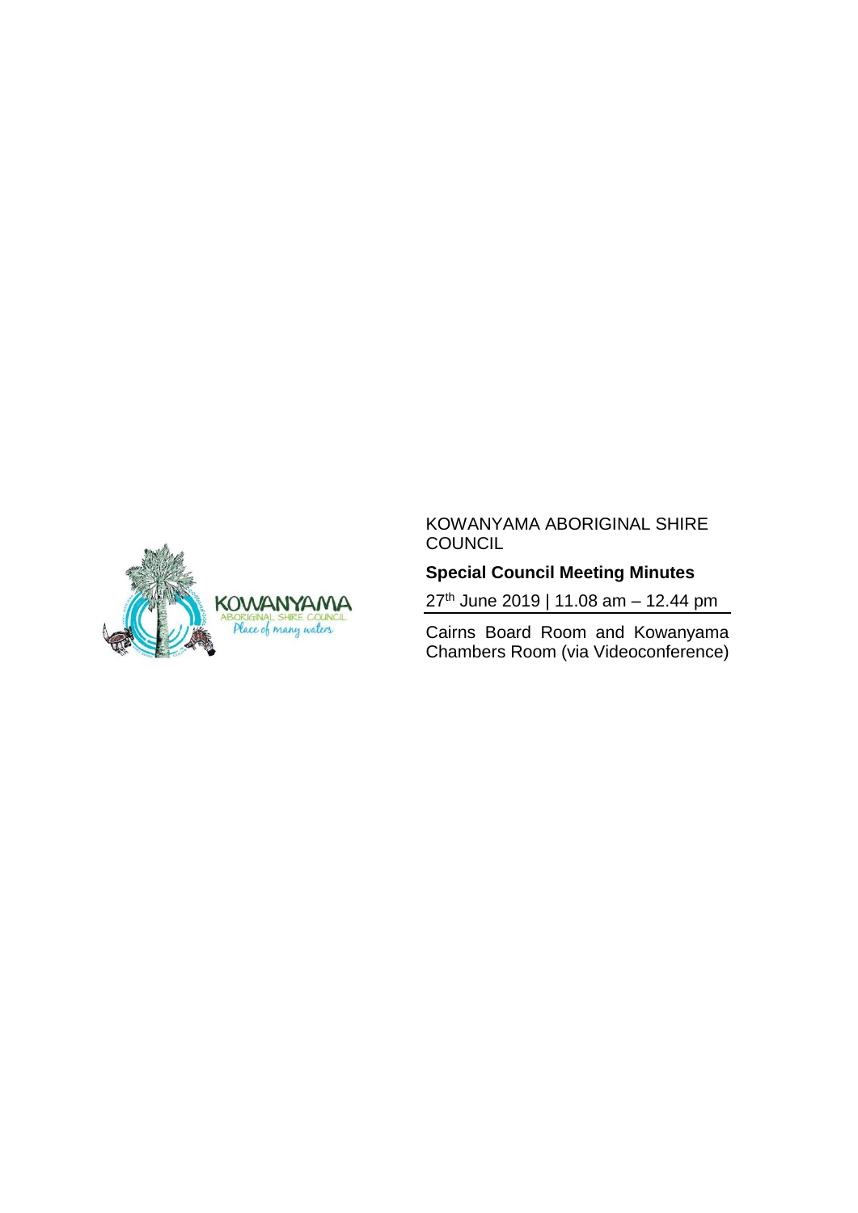KOWANYAMA ABORIGINAL SHIRE COUNCIL

**Special Council Meeting Minutes**

27th June 2019 | 11.08 am – 12.44 pm

Cairns Board Room and Kowanyama Chambers Room (via Videoconference)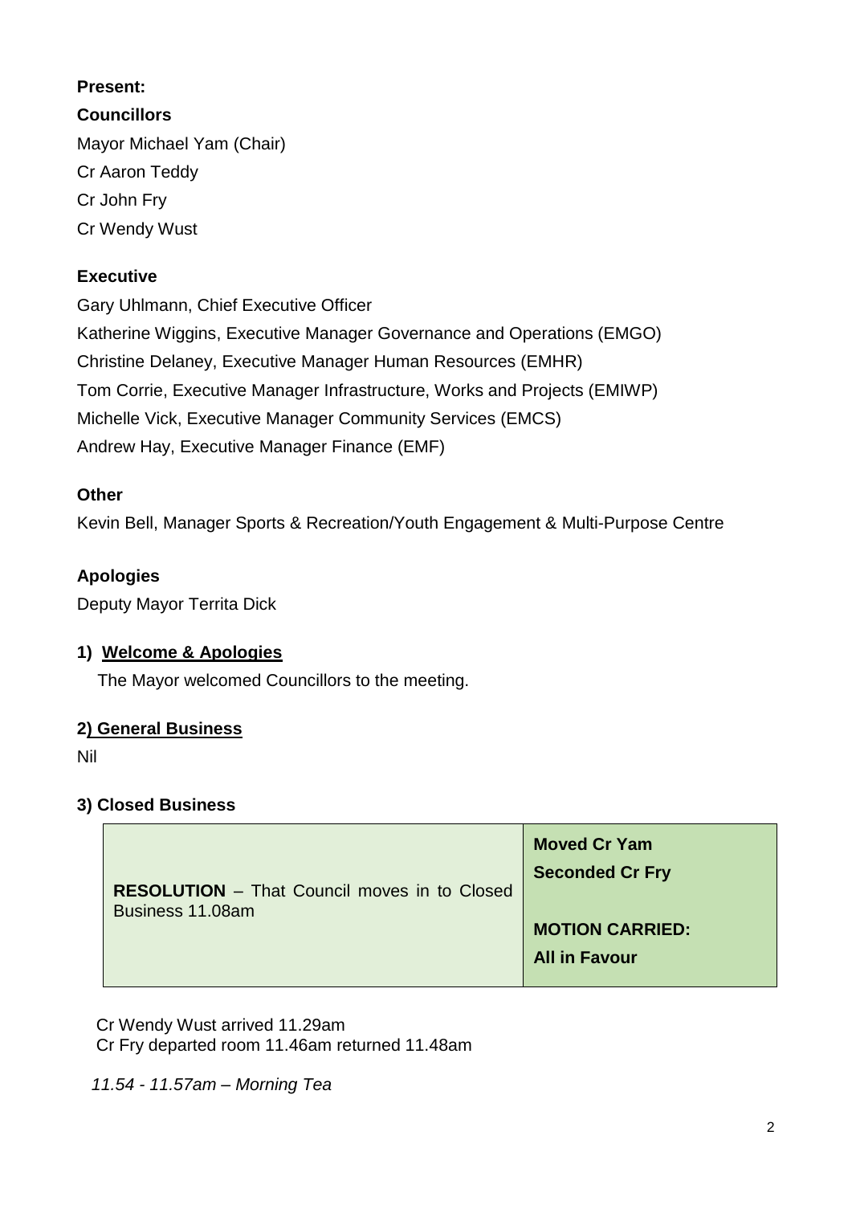**Present:**

**Councillors**

Mayor Michael Yam (Chair)

Cr Aaron Teddy

Cr John Fry

Cr Wendy Wust

**Executive**

Gary Uhlmann, Chief Executive Officer

Katherine Wiggins, Executive Manager Governance and Operations (EMGO)

Christine Delaney, Executive Manager Human Resources (EMHR)

Tom Corrie, Executive Manager Infrastructure, Works and Projects (EMIWP)

Michelle Vick, Executive Manager Community Services (EMCS)

Andrew Hay, Executive Manager Finance (EMF)

**Other**

Kevin Bell, Manager Sports & Recreation/Youth Engagement & Multi-Purpose Centre

**Apologies**

Deputy Mayor Territa Dick

**1) Welcome & Apologies**

The Mayor welcomed Councillors to the meeting.

**2) General Business**

Nil

**3) Closed Business**

| | |
|---|---|
| **RESOLUTION** – That Council moves in to Closed Business 11.08am | **Moved Cr Yam**<br>**Seconded Cr Fry**<br><br>**MOTION CARRIED:**<br>**All in Favour** |

Cr Wendy Wust arrived 11.29am
Cr Fry departed room 11.46am returned 11.48am

*11.54 - 11.57am – Morning Tea*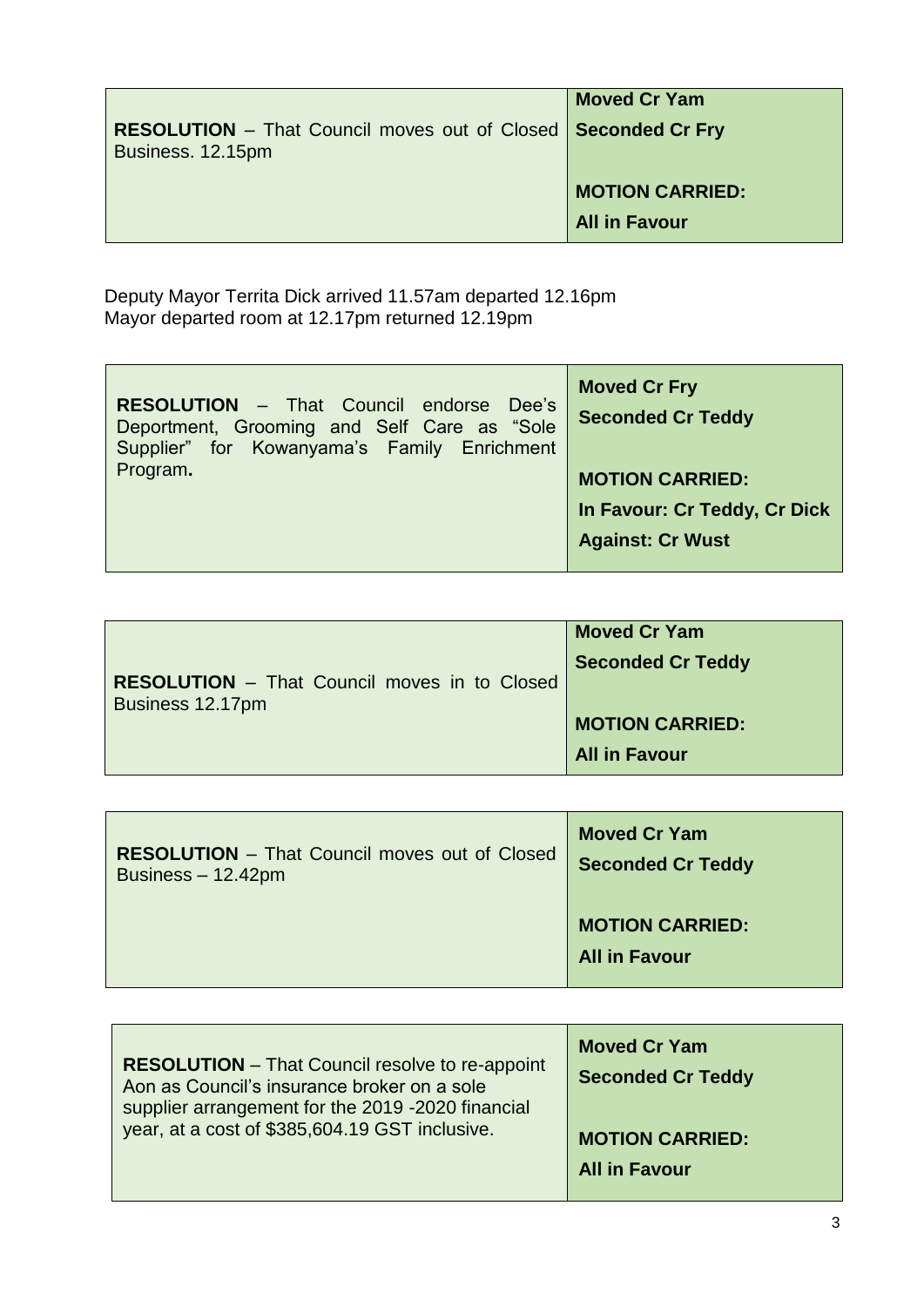| **RESOLUTION** – That Council moves out of Closed Business. 12.15pm | **Moved Cr Yam**<br>**Seconded Cr Fry**<br><br>**MOTION CARRIED:**<br>**All in Favour** |
|---|---|

Deputy Mayor Territa Dick arrived 11.57am departed 12.16pm
Mayor departed room at 12.17pm returned 12.19pm

| **RESOLUTION** – That Council endorse Dee's Deportment, Grooming and Self Care as "Sole Supplier" for Kowanyama's Family Enrichment Program**.** | **Moved Cr Fry**<br>**Seconded Cr Teddy**<br><br>**MOTION CARRIED:**<br>**In Favour: Cr Teddy, Cr Dick**<br>**Against: Cr Wust** |
|---|---|

| **RESOLUTION** – That Council moves in to Closed Business 12.17pm | **Moved Cr Yam**<br>**Seconded Cr Teddy**<br><br>**MOTION CARRIED:**<br>**All in Favour** |
|---|---|

| **RESOLUTION** – That Council moves out of Closed Business – 12.42pm | **Moved Cr Yam**<br>**Seconded Cr Teddy**<br><br>**MOTION CARRIED:**<br>**All in Favour** |
|---|---|

| **RESOLUTION** – That Council resolve to re-appoint Aon as Council's insurance broker on a sole supplier arrangement for the 2019 -2020 financial year, at a cost of $385,604.19 GST inclusive. | **Moved Cr Yam**<br>**Seconded Cr Teddy**<br><br>**MOTION CARRIED:**<br>**All in Favour** |
|---|---|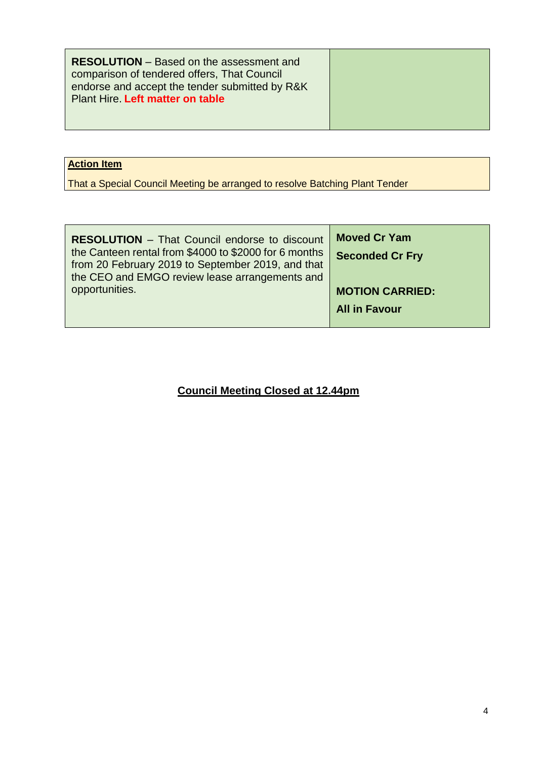| | |
|---|---|
| **RESOLUTION** – Based on the assessment and comparison of tendered offers, That Council endorse and accept the tender submitted by R&K Plant Hire. **Left matter on table** | |

| |
|---|
| **Action Item** |
| That a Special Council Meeting be arranged to resolve Batching Plant Tender |

| | |
|---|---|
| **RESOLUTION** – That Council endorse to discount the Canteen rental from $4000 to $2000 for 6 months from 20 February 2019 to September 2019, and that the CEO and EMGO review lease arrangements and opportunities. | **Moved Cr Yam**<br>**Seconded Cr Fry**<br><br>**MOTION CARRIED:**<br>**All in Favour** |

**Council Meeting Closed at 12.44pm**